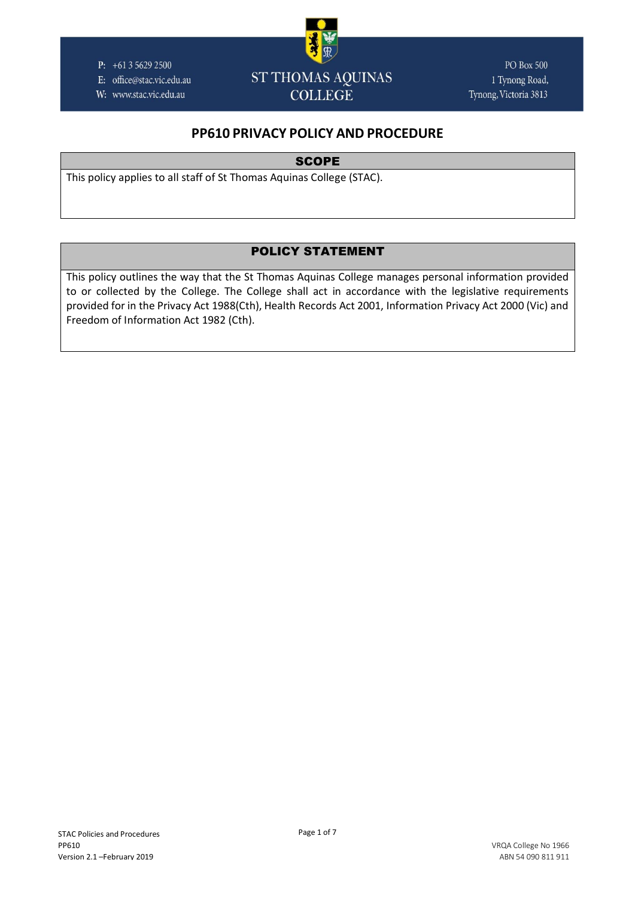# PP610 PRIVACY POLICY AND PROCEDURE

## SCOPE

This policy applies to all staff of St Thomas Aquinas College (STAC).

## POLICY STATEMENT

This policy outlines the way that the St Thomas Aquinas College manages personal information provided to or collected by the College. The College shall act in accordance with the legislative requirements provided for in the Privacy Act 1988(Cth), Health Records Act 2001, Information Privacy Act 2000 (Vic) and Freedom of Information Act 1982 (Cth).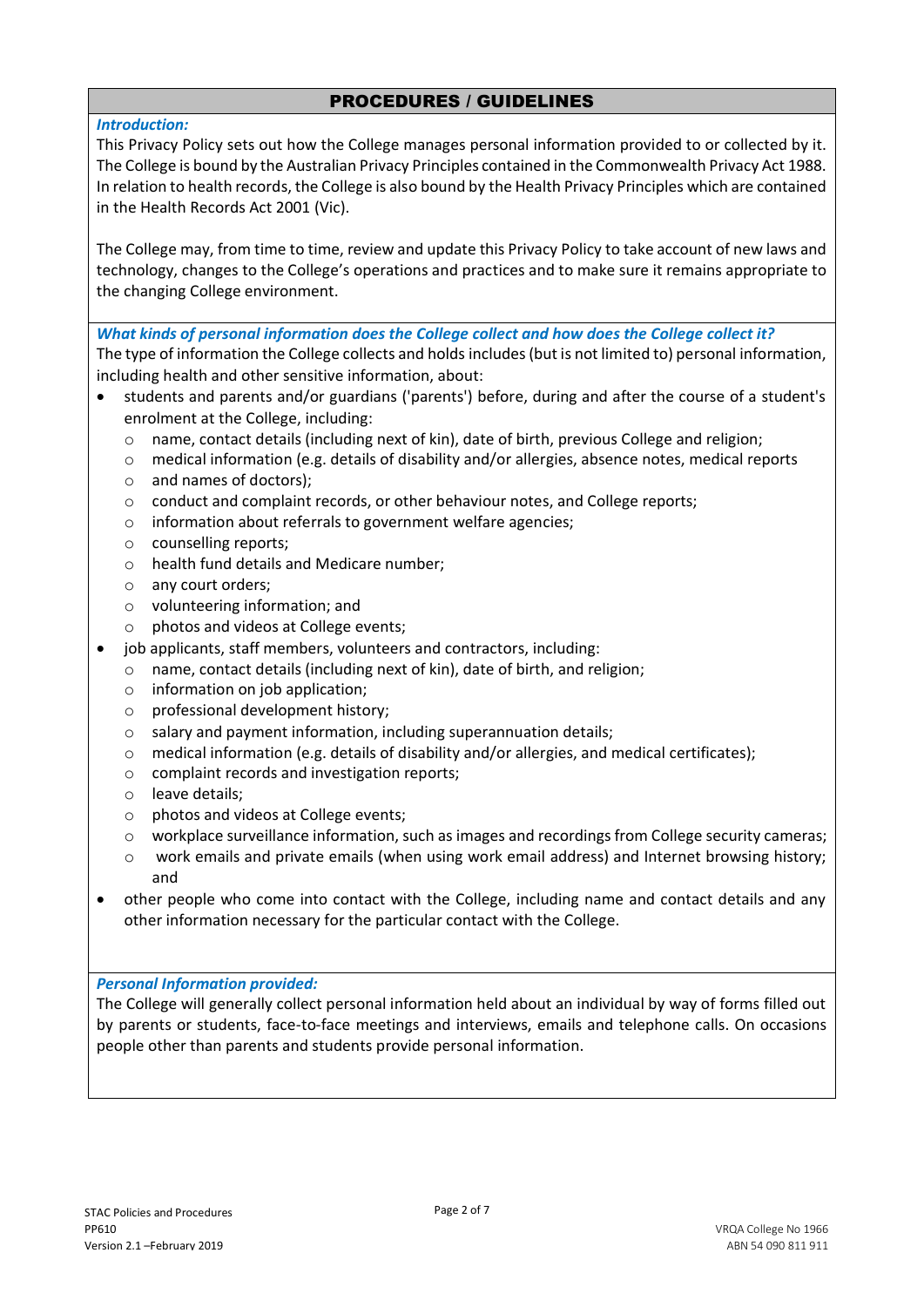## PROCEDURES / GUIDELINES

***Introduction:***

This Privacy Policy sets out how the College manages personal information provided to or collected by it. The College is bound by the Australian Privacy Principles contained in the Commonwealth Privacy Act 1988. In relation to health records, the College is also bound by the Health Privacy Principles which are contained in the Health Records Act 2001 (Vic).

The College may, from time to time, review and update this Privacy Policy to take account of new laws and technology, changes to the College's operations and practices and to make sure it remains appropriate to the changing College environment.

***What kinds of personal information does the College collect and how does the College collect it?***

The type of information the College collects and holds includes (but is not limited to) personal information, including health and other sensitive information, about:

- students and parents and/or guardians ('parents') before, during and after the course of a student's enrolment at the College, including:
  - name, contact details (including next of kin), date of birth, previous College and religion;
  - medical information (e.g. details of disability and/or allergies, absence notes, medical reports
  - and names of doctors);
  - conduct and complaint records, or other behaviour notes, and College reports;
  - information about referrals to government welfare agencies;
  - counselling reports;
  - health fund details and Medicare number;
  - any court orders;
  - volunteering information; and
  - photos and videos at College events;
- job applicants, staff members, volunteers and contractors, including:
  - name, contact details (including next of kin), date of birth, and religion;
  - information on job application;
  - professional development history;
  - salary and payment information, including superannuation details;
  - medical information (e.g. details of disability and/or allergies, and medical certificates);
  - complaint records and investigation reports;
  - leave details;
  - photos and videos at College events;
  - workplace surveillance information, such as images and recordings from College security cameras;
  - work emails and private emails (when using work email address) and Internet browsing history; and
- other people who come into contact with the College, including name and contact details and any other information necessary for the particular contact with the College.

***Personal Information provided:***

The College will generally collect personal information held about an individual by way of forms filled out by parents or students, face-to-face meetings and interviews, emails and telephone calls. On occasions people other than parents and students provide personal information.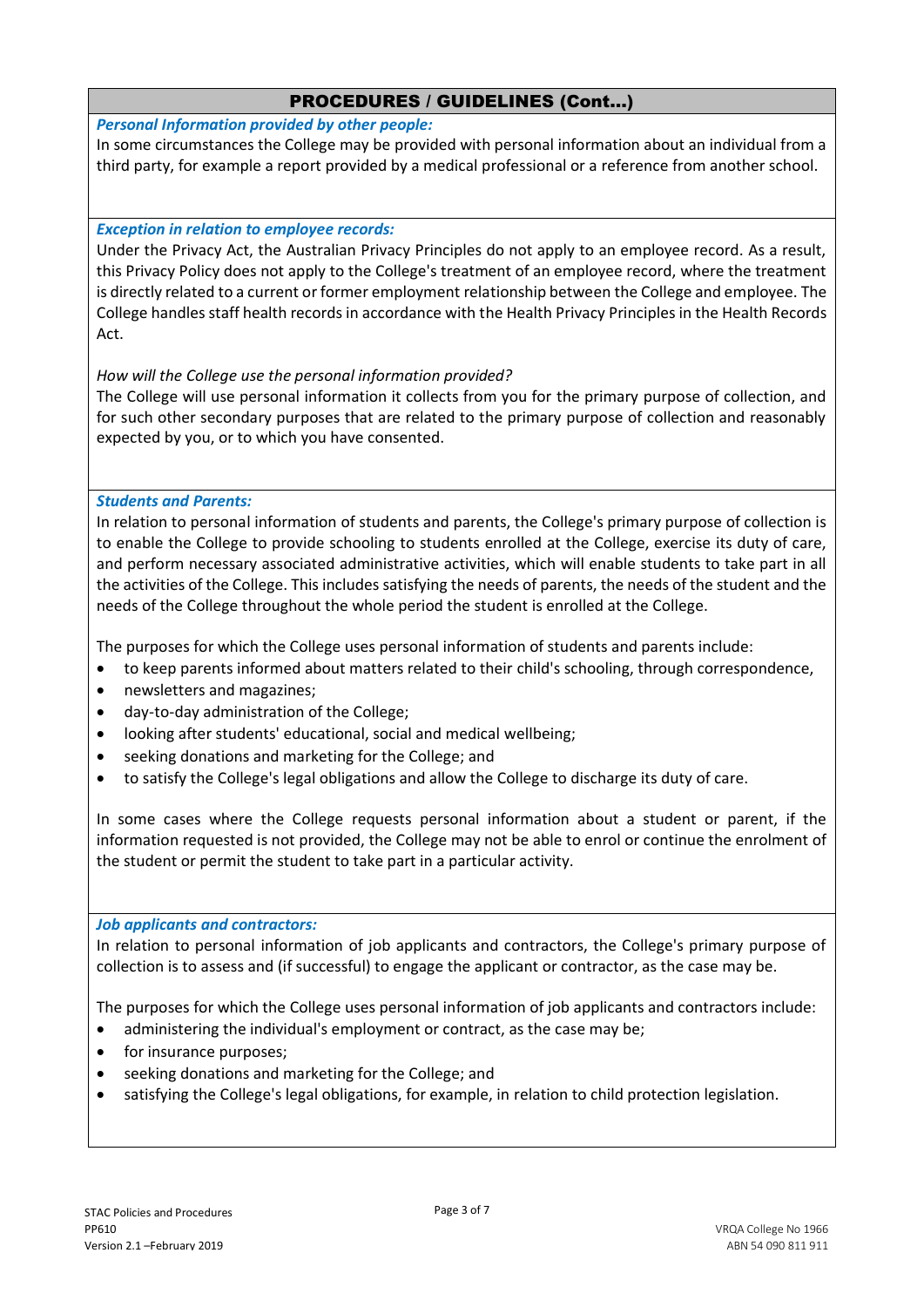## PROCEDURES / GUIDELINES (Cont…)

***Personal Information provided by other people:***

In some circumstances the College may be provided with personal information about an individual from a third party, for example a report provided by a medical professional or a reference from another school.

***Exception in relation to employee records:***

Under the Privacy Act, the Australian Privacy Principles do not apply to an employee record. As a result, this Privacy Policy does not apply to the College's treatment of an employee record, where the treatment is directly related to a current or former employment relationship between the College and employee. The College handles staff health records in accordance with the Health Privacy Principles in the Health Records Act.

*How will the College use the personal information provided?*

The College will use personal information it collects from you for the primary purpose of collection, and for such other secondary purposes that are related to the primary purpose of collection and reasonably expected by you, or to which you have consented.

***Students and Parents:***

In relation to personal information of students and parents, the College's primary purpose of collection is to enable the College to provide schooling to students enrolled at the College, exercise its duty of care, and perform necessary associated administrative activities, which will enable students to take part in all the activities of the College. This includes satisfying the needs of parents, the needs of the student and the needs of the College throughout the whole period the student is enrolled at the College.

The purposes for which the College uses personal information of students and parents include:

- to keep parents informed about matters related to their child's schooling, through correspondence,
- newsletters and magazines;
- day-to-day administration of the College;
- looking after students' educational, social and medical wellbeing;
- seeking donations and marketing for the College; and
- to satisfy the College's legal obligations and allow the College to discharge its duty of care.

In some cases where the College requests personal information about a student or parent, if the information requested is not provided, the College may not be able to enrol or continue the enrolment of the student or permit the student to take part in a particular activity.

***Job applicants and contractors:***

In relation to personal information of job applicants and contractors, the College's primary purpose of collection is to assess and (if successful) to engage the applicant or contractor, as the case may be.

The purposes for which the College uses personal information of job applicants and contractors include:

- administering the individual's employment or contract, as the case may be;
- for insurance purposes;
- seeking donations and marketing for the College; and
- satisfying the College's legal obligations, for example, in relation to child protection legislation.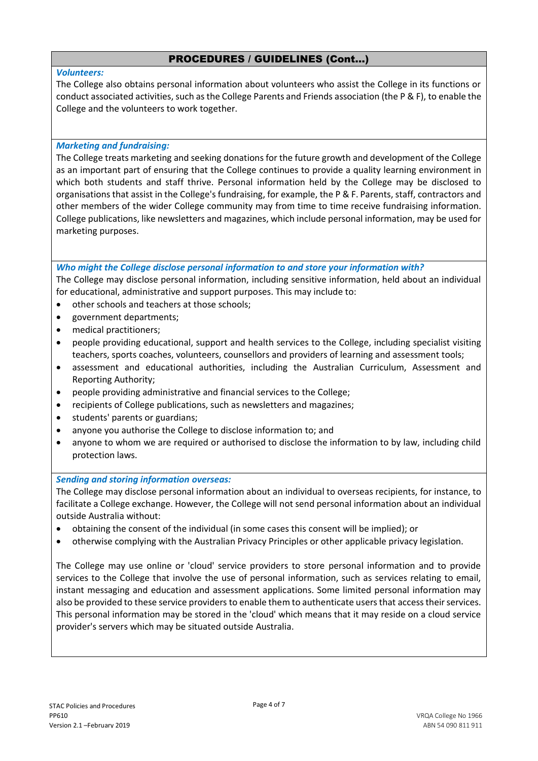## PROCEDURES / GUIDELINES (Cont…)

***Volunteers:***

The College also obtains personal information about volunteers who assist the College in its functions or conduct associated activities, such as the College Parents and Friends association (the P & F), to enable the College and the volunteers to work together.

***Marketing and fundraising:***

The College treats marketing and seeking donations for the future growth and development of the College as an important part of ensuring that the College continues to provide a quality learning environment in which both students and staff thrive. Personal information held by the College may be disclosed to organisations that assist in the College's fundraising, for example, the P & F. Parents, staff, contractors and other members of the wider College community may from time to time receive fundraising information. College publications, like newsletters and magazines, which include personal information, may be used for marketing purposes.

***Who might the College disclose personal information to and store your information with?***

The College may disclose personal information, including sensitive information, held about an individual for educational, administrative and support purposes. This may include to:

- other schools and teachers at those schools;
- government departments;
- medical practitioners;
- people providing educational, support and health services to the College, including specialist visiting teachers, sports coaches, volunteers, counsellors and providers of learning and assessment tools;
- assessment and educational authorities, including the Australian Curriculum, Assessment and Reporting Authority;
- people providing administrative and financial services to the College;
- recipients of College publications, such as newsletters and magazines;
- students' parents or guardians;
- anyone you authorise the College to disclose information to; and
- anyone to whom we are required or authorised to disclose the information to by law, including child protection laws.

***Sending and storing information overseas:***

The College may disclose personal information about an individual to overseas recipients, for instance, to facilitate a College exchange. However, the College will not send personal information about an individual outside Australia without:

- obtaining the consent of the individual (in some cases this consent will be implied); or
- otherwise complying with the Australian Privacy Principles or other applicable privacy legislation.

The College may use online or 'cloud' service providers to store personal information and to provide services to the College that involve the use of personal information, such as services relating to email, instant messaging and education and assessment applications. Some limited personal information may also be provided to these service providers to enable them to authenticate users that access their services. This personal information may be stored in the 'cloud' which means that it may reside on a cloud service provider's servers which may be situated outside Australia.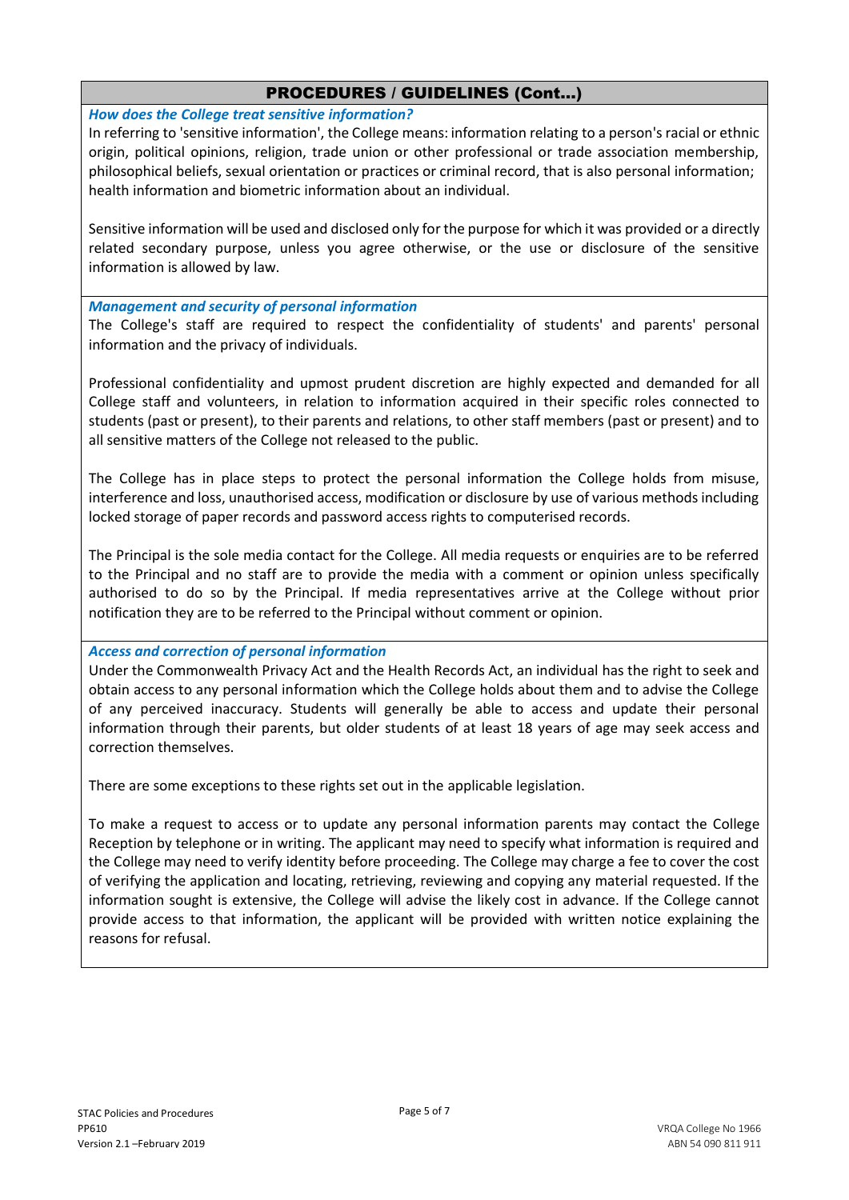## PROCEDURES / GUIDELINES (Cont…)

***How does the College treat sensitive information?***

In referring to 'sensitive information', the College means: information relating to a person's racial or ethnic origin, political opinions, religion, trade union or other professional or trade association membership, philosophical beliefs, sexual orientation or practices or criminal record, that is also personal information; health information and biometric information about an individual.

Sensitive information will be used and disclosed only for the purpose for which it was provided or a directly related secondary purpose, unless you agree otherwise, or the use or disclosure of the sensitive information is allowed by law.

***Management and security of personal information***

The College's staff are required to respect the confidentiality of students' and parents' personal information and the privacy of individuals.

Professional confidentiality and upmost prudent discretion are highly expected and demanded for all College staff and volunteers, in relation to information acquired in their specific roles connected to students (past or present), to their parents and relations, to other staff members (past or present) and to all sensitive matters of the College not released to the public.

The College has in place steps to protect the personal information the College holds from misuse, interference and loss, unauthorised access, modification or disclosure by use of various methods including locked storage of paper records and password access rights to computerised records.

The Principal is the sole media contact for the College. All media requests or enquiries are to be referred to the Principal and no staff are to provide the media with a comment or opinion unless specifically authorised to do so by the Principal. If media representatives arrive at the College without prior notification they are to be referred to the Principal without comment or opinion.

***Access and correction of personal information***

Under the Commonwealth Privacy Act and the Health Records Act, an individual has the right to seek and obtain access to any personal information which the College holds about them and to advise the College of any perceived inaccuracy. Students will generally be able to access and update their personal information through their parents, but older students of at least 18 years of age may seek access and correction themselves.

There are some exceptions to these rights set out in the applicable legislation.

To make a request to access or to update any personal information parents may contact the College Reception by telephone or in writing. The applicant may need to specify what information is required and the College may need to verify identity before proceeding. The College may charge a fee to cover the cost of verifying the application and locating, retrieving, reviewing and copying any material requested. If the information sought is extensive, the College will advise the likely cost in advance. If the College cannot provide access to that information, the applicant will be provided with written notice explaining the reasons for refusal.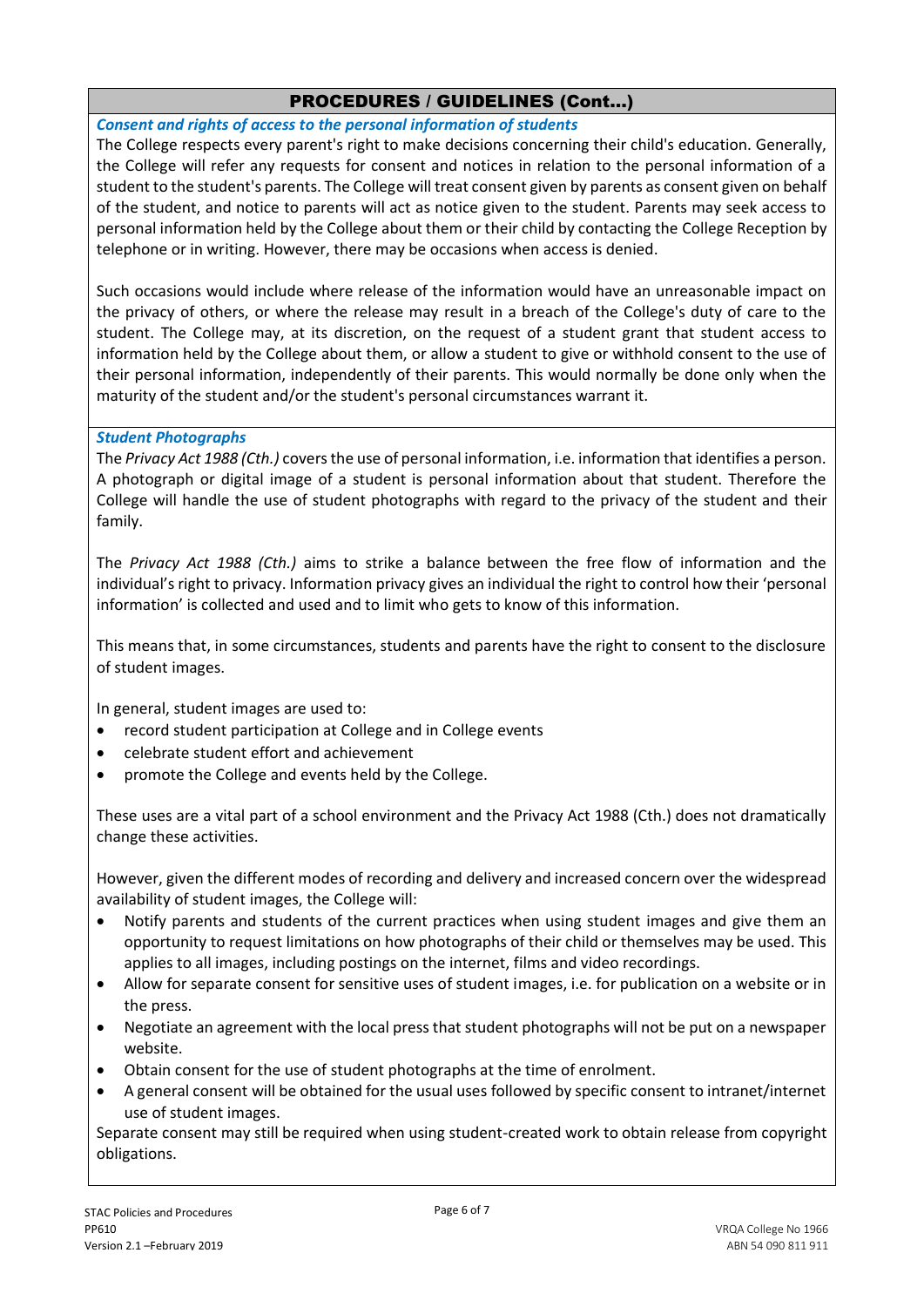## PROCEDURES / GUIDELINES (Cont…)

***Consent and rights of access to the personal information of students***

The College respects every parent's right to make decisions concerning their child's education. Generally, the College will refer any requests for consent and notices in relation to the personal information of a student to the student's parents. The College will treat consent given by parents as consent given on behalf of the student, and notice to parents will act as notice given to the student. Parents may seek access to personal information held by the College about them or their child by contacting the College Reception by telephone or in writing. However, there may be occasions when access is denied.

Such occasions would include where release of the information would have an unreasonable impact on the privacy of others, or where the release may result in a breach of the College's duty of care to the student. The College may, at its discretion, on the request of a student grant that student access to information held by the College about them, or allow a student to give or withhold consent to the use of their personal information, independently of their parents. This would normally be done only when the maturity of the student and/or the student's personal circumstances warrant it.

***Student Photographs***

The *Privacy Act 1988 (Cth.)* covers the use of personal information, i.e. information that identifies a person. A photograph or digital image of a student is personal information about that student. Therefore the College will handle the use of student photographs with regard to the privacy of the student and their family.

The *Privacy Act 1988 (Cth.)* aims to strike a balance between the free flow of information and the individual's right to privacy. Information privacy gives an individual the right to control how their 'personal information' is collected and used and to limit who gets to know of this information.

This means that, in some circumstances, students and parents have the right to consent to the disclosure of student images.

In general, student images are used to:

- record student participation at College and in College events
- celebrate student effort and achievement
- promote the College and events held by the College.

These uses are a vital part of a school environment and the Privacy Act 1988 (Cth.) does not dramatically change these activities.

However, given the different modes of recording and delivery and increased concern over the widespread availability of student images, the College will:

- Notify parents and students of the current practices when using student images and give them an opportunity to request limitations on how photographs of their child or themselves may be used. This applies to all images, including postings on the internet, films and video recordings.
- Allow for separate consent for sensitive uses of student images, i.e. for publication on a website or in the press.
- Negotiate an agreement with the local press that student photographs will not be put on a newspaper website.
- Obtain consent for the use of student photographs at the time of enrolment.
- A general consent will be obtained for the usual uses followed by specific consent to intranet/internet use of student images.

Separate consent may still be required when using student-created work to obtain release from copyright obligations.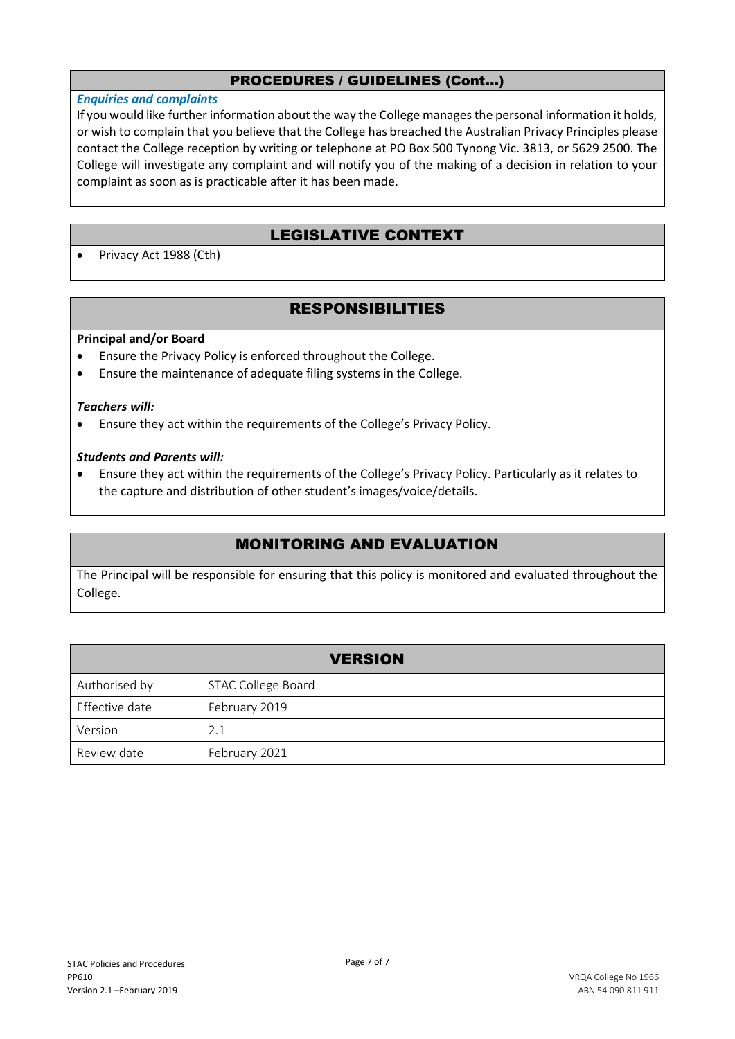## PROCEDURES / GUIDELINES (Cont…)

***Enquiries and complaints***

If you would like further information about the way the College manages the personal information it holds, or wish to complain that you believe that the College has breached the Australian Privacy Principles please contact the College reception by writing or telephone at PO Box 500 Tynong Vic. 3813, or 5629 2500. The College will investigate any complaint and will notify you of the making of a decision in relation to your complaint as soon as is practicable after it has been made.

## LEGISLATIVE CONTEXT

- Privacy Act 1988 (Cth)

## RESPONSIBILITIES

**Principal and/or Board**

- Ensure the Privacy Policy is enforced throughout the College.
- Ensure the maintenance of adequate filing systems in the College.

***Teachers will:***

- Ensure they act within the requirements of the College's Privacy Policy.

***Students and Parents will:***

- Ensure they act within the requirements of the College's Privacy Policy. Particularly as it relates to the capture and distribution of other student's images/voice/details.

## MONITORING AND EVALUATION

The Principal will be responsible for ensuring that this policy is monitored and evaluated throughout the College.

## VERSION

| | |
|---|---|
| Authorised by | STAC College Board |
| Effective date | February 2019 |
| Version | 2.1 |
| Review date | February 2021 |